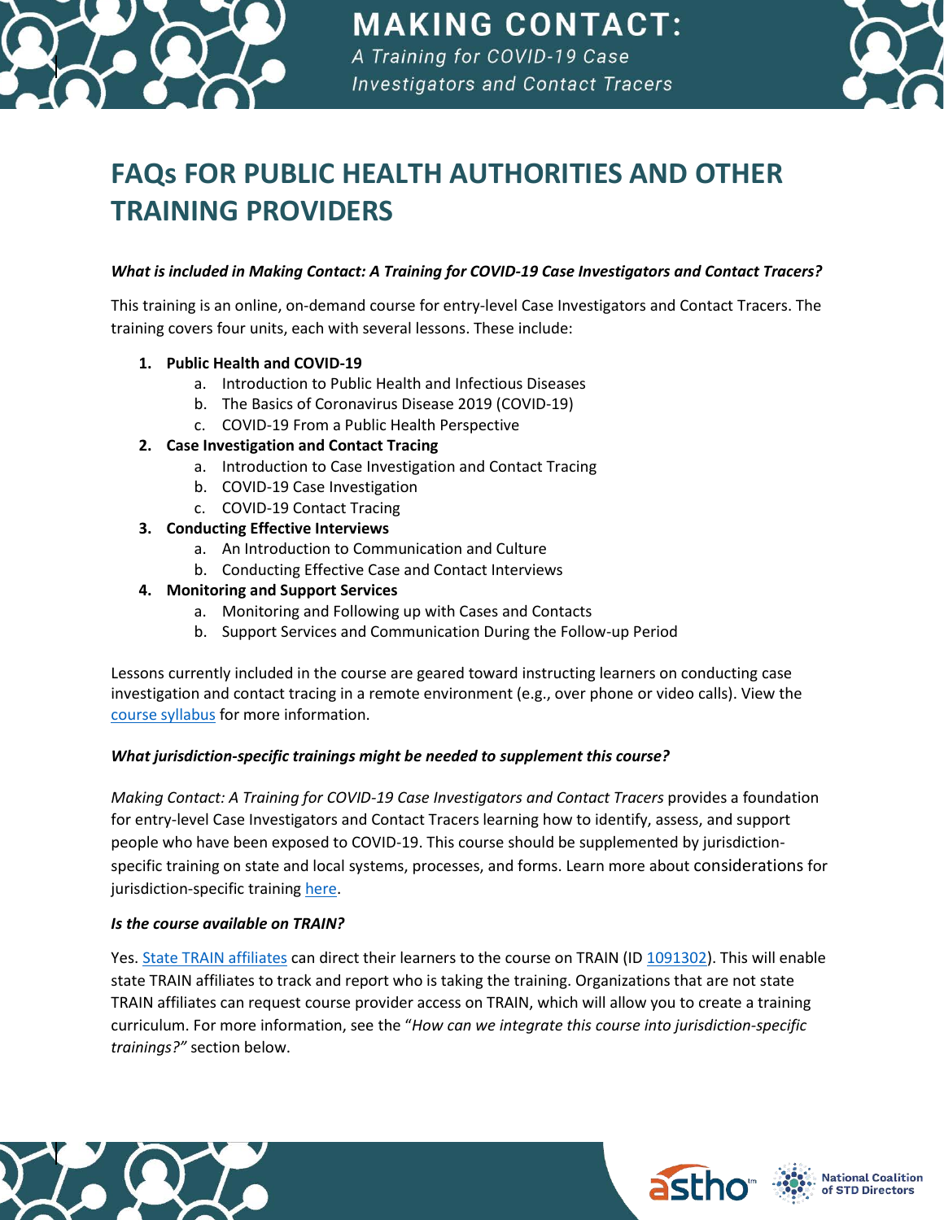# FAQs FOR PUBLIC HEALTH AUTHORITIES AND OTHER TRAINING PROVIDERS

***What is included in Making Contact: A Training for COVID-19 Case Investigators and Contact Tracers?***

This training is an online, on-demand course for entry-level Case Investigators and Contact Tracers. The training covers four units, each with several lessons. These include:

1. **Public Health and COVID-19**
    a. Introduction to Public Health and Infectious Diseases
    b. The Basics of Coronavirus Disease 2019 (COVID-19)
    c. COVID-19 From a Public Health Perspective
2. **Case Investigation and Contact Tracing**
    a. Introduction to Case Investigation and Contact Tracing
    b. COVID-19 Case Investigation
    c. COVID-19 Contact Tracing
3. **Conducting Effective Interviews**
    a. An Introduction to Communication and Culture
    b. Conducting Effective Case and Contact Interviews
4. **Monitoring and Support Services**
    a. Monitoring and Following up with Cases and Contacts
    b. Support Services and Communication During the Follow-up Period

Lessons currently included in the course are geared toward instructing learners on conducting case investigation and contact tracing in a remote environment (e.g., over phone or video calls). View the course syllabus for more information.

***What jurisdiction-specific trainings might be needed to supplement this course?***

*Making Contact: A Training for COVID-19 Case Investigators and Contact Tracers* provides a foundation for entry-level Case Investigators and Contact Tracers learning how to identify, assess, and support people who have been exposed to COVID-19. This course should be supplemented by jurisdiction-specific training on state and local systems, processes, and forms. Learn more about considerations for jurisdiction-specific training here.

***Is the course available on TRAIN?***

Yes. State TRAIN affiliates can direct their learners to the course on TRAIN (ID 1091302). This will enable state TRAIN affiliates to track and report who is taking the training. Organizations that are not state TRAIN affiliates can request course provider access on TRAIN, which will allow you to create a training curriculum. For more information, see the "*How can we integrate this course into jurisdiction-specific trainings?"* section below.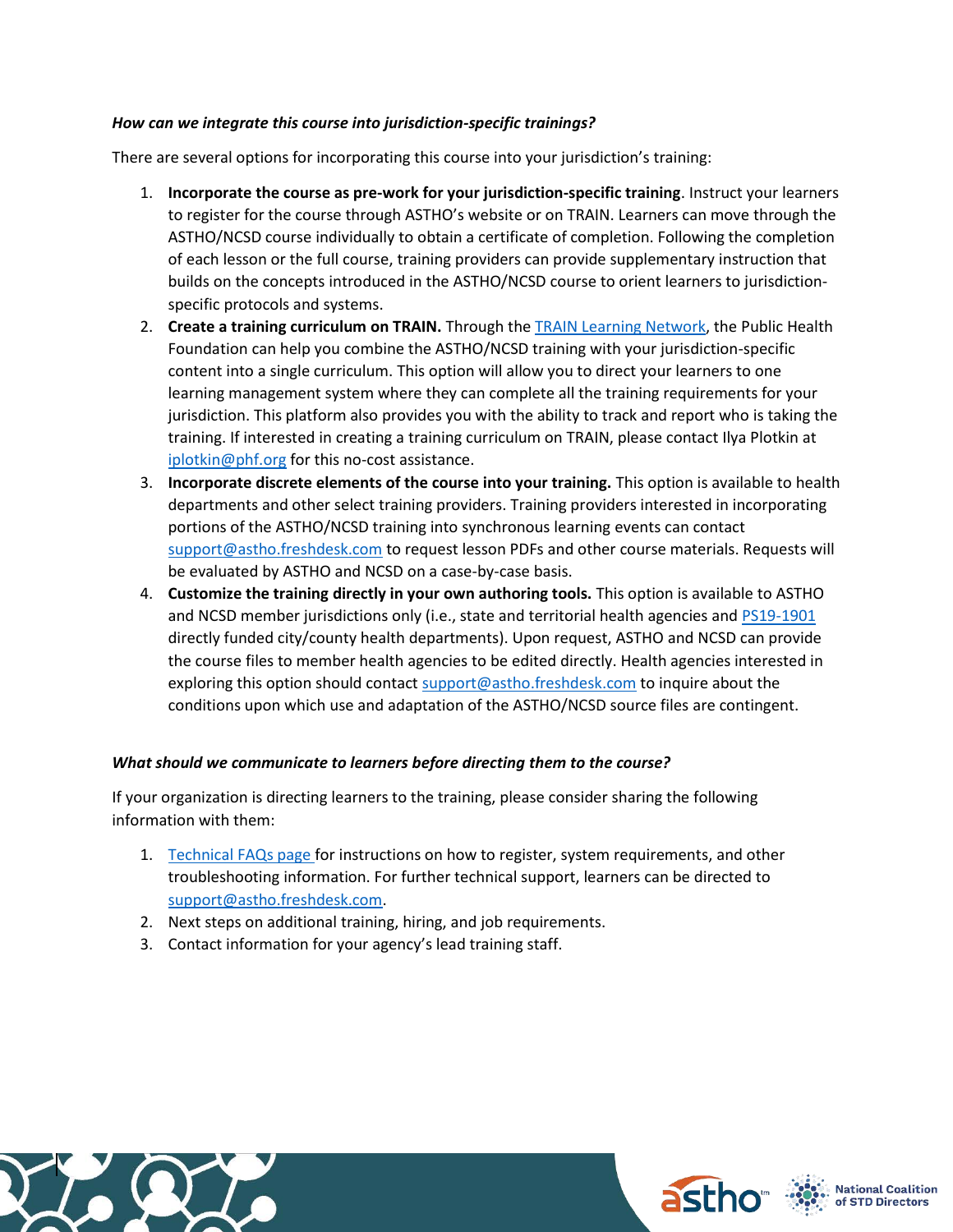***How can we integrate this course into jurisdiction-specific trainings?***

There are several options for incorporating this course into your jurisdiction's training:

1. **Incorporate the course as pre-work for your jurisdiction-specific training**. Instruct your learners to register for the course through ASTHO's website or on TRAIN. Learners can move through the ASTHO/NCSD course individually to obtain a certificate of completion. Following the completion of each lesson or the full course, training providers can provide supplementary instruction that builds on the concepts introduced in the ASTHO/NCSD course to orient learners to jurisdiction-specific protocols and systems.
2. **Create a training curriculum on TRAIN.** Through the TRAIN Learning Network, the Public Health Foundation can help you combine the ASTHO/NCSD training with your jurisdiction-specific content into a single curriculum. This option will allow you to direct your learners to one learning management system where they can complete all the training requirements for your jurisdiction. This platform also provides you with the ability to track and report who is taking the training. If interested in creating a training curriculum on TRAIN, please contact Ilya Plotkin at iplotkin@phf.org for this no-cost assistance.
3. **Incorporate discrete elements of the course into your training.** This option is available to health departments and other select training providers. Training providers interested in incorporating portions of the ASTHO/NCSD training into synchronous learning events can contact support@astho.freshdesk.com to request lesson PDFs and other course materials. Requests will be evaluated by ASTHO and NCSD on a case-by-case basis.
4. **Customize the training directly in your own authoring tools.** This option is available to ASTHO and NCSD member jurisdictions only (i.e., state and territorial health agencies and PS19-1901 directly funded city/county health departments). Upon request, ASTHO and NCSD can provide the course files to member health agencies to be edited directly. Health agencies interested in exploring this option should contact support@astho.freshdesk.com to inquire about the conditions upon which use and adaptation of the ASTHO/NCSD source files are contingent.

***What should we communicate to learners before directing them to the course?***

If your organization is directing learners to the training, please consider sharing the following information with them:

1. Technical FAQs page for instructions on how to register, system requirements, and other troubleshooting information. For further technical support, learners can be directed to support@astho.freshdesk.com.
2. Next steps on additional training, hiring, and job requirements.
3. Contact information for your agency's lead training staff.